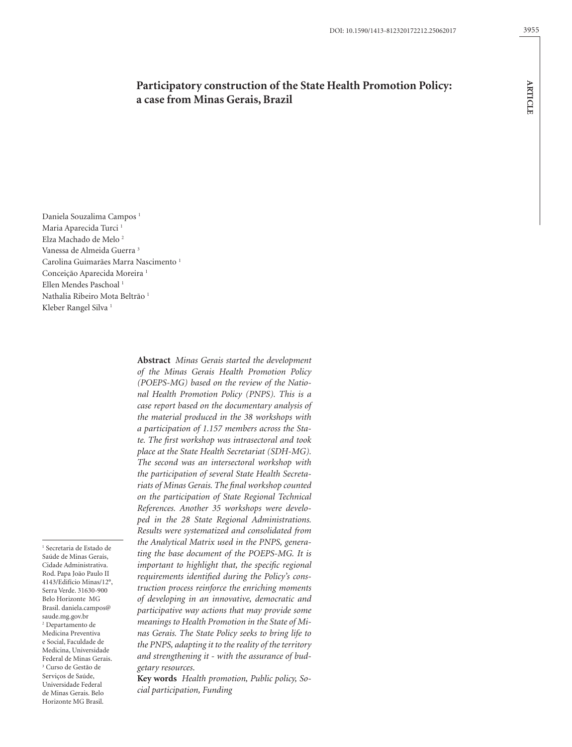# Participatory construction of the State Health Promotion Policy: a case from Minas Gerais, Brazil

Daniela Souzalima Campos [1]
Maria Aparecida Turci [1]
Elza Machado de Melo [2]
Vanessa de Almeida Guerra [3]
Carolina Guimarães Marra Nascimento [1]
Conceição Aparecida Moreira [1]
Ellen Mendes Paschoal [1]
Nathalia Ribeiro Mota Beltrão [1]
Kleber Rangel Silva [1]

[1] Secretaria de Estado de Saúde de Minas Gerais, Cidade Administrativa. Rod. Papa João Paulo II 4143/Edifício Minas/12º, Serra Verde. 31630-900 Belo Horizonte MG Brasil. daniela.campos@saude.mg.gov.br
[2] Departamento de Medicina Preventiva e Social, Faculdade de Medicina, Universidade Federal de Minas Gerais.
[3] Curso de Gestão de Serviços de Saúde, Universidade Federal de Minas Gerais. Belo Horizonte MG Brasil.

**Abstract** *Minas Gerais started the development of the Minas Gerais Health Promotion Policy (POEPS-MG) based on the review of the National Health Promotion Policy (PNPS). This is a case report based on the documentary analysis of the material produced in the 38 workshops with a participation of 1.157 members across the State. The first workshop was intrasectoral and took place at the State Health Secretariat (SDH-MG). The second was an intersectoral workshop with the participation of several State Health Secretariats of Minas Gerais. The final workshop counted on the participation of State Regional Technical References. Another 35 workshops were developed in the 28 State Regional Administrations. Results were systematized and consolidated from the Analytical Matrix used in the PNPS, generating the base document of the POEPS-MG. It is important to highlight that, the specific regional requirements identified during the Policy's construction process reinforce the enriching moments of developing in an innovative, democratic and participative way actions that may provide some meanings to Health Promotion in the State of Minas Gerais. The State Policy seeks to bring life to the PNPS, adapting it to the reality of the territory and strengthening it - with the assurance of budgetary resources.*

**Key words** *Health promotion, Public policy, Social participation, Funding*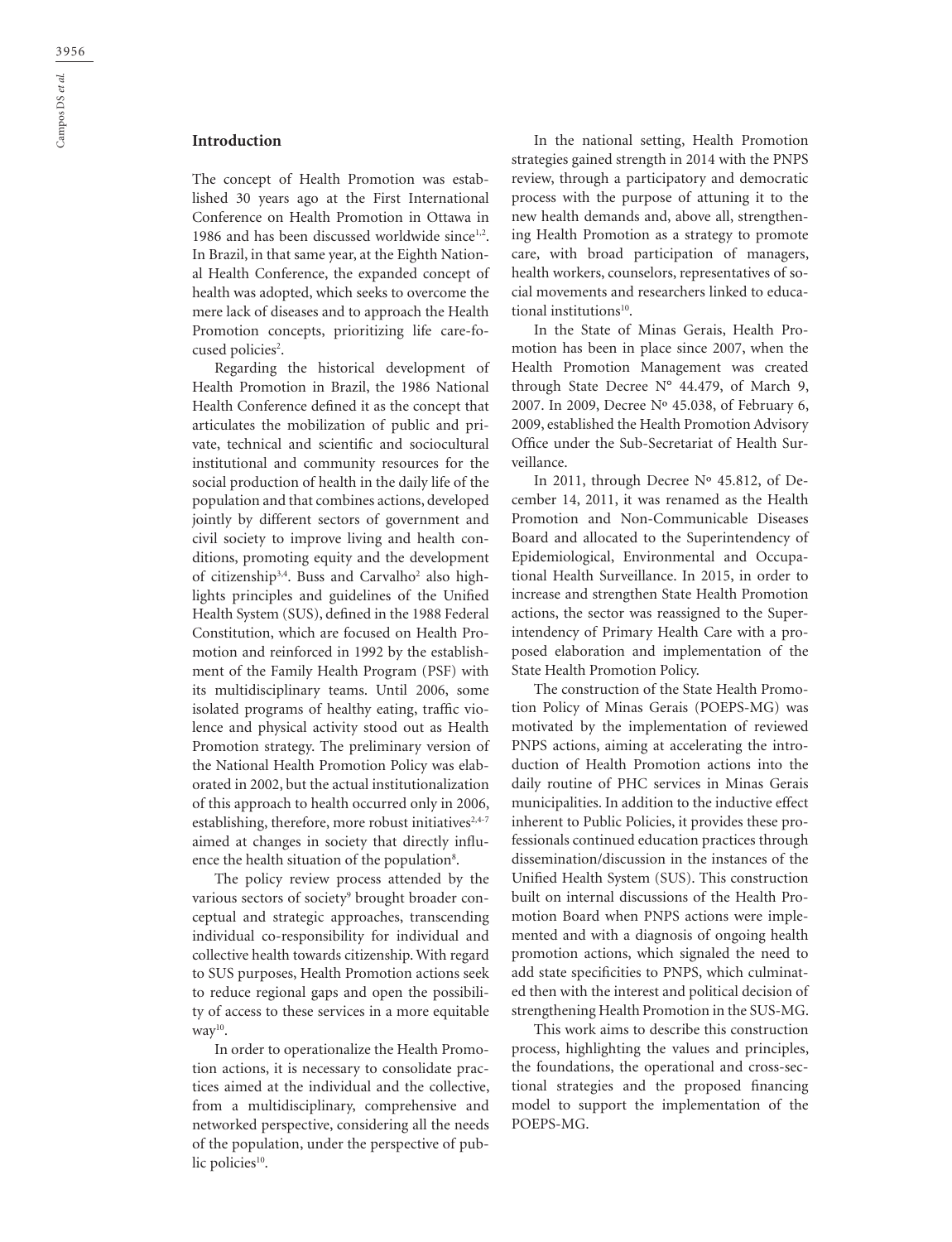## Introduction

The concept of Health Promotion was established 30 years ago at the First International Conference on Health Promotion in Ottawa in 1986 and has been discussed worldwide since[1,2]. In Brazil, in that same year, at the Eighth National Health Conference, the expanded concept of health was adopted, which seeks to overcome the mere lack of diseases and to approach the Health Promotion concepts, prioritizing life care-focused policies[2].

Regarding the historical development of Health Promotion in Brazil, the 1986 National Health Conference defined it as the concept that articulates the mobilization of public and private, technical and scientific and sociocultural institutional and community resources for the social production of health in the daily life of the population and that combines actions, developed jointly by different sectors of government and civil society to improve living and health conditions, promoting equity and the development of citizenship[3,4]. Buss and Carvalho[2] also highlights principles and guidelines of the Unified Health System (SUS), defined in the 1988 Federal Constitution, which are focused on Health Promotion and reinforced in 1992 by the establishment of the Family Health Program (PSF) with its multidisciplinary teams. Until 2006, some isolated programs of healthy eating, traffic violence and physical activity stood out as Health Promotion strategy. The preliminary version of the National Health Promotion Policy was elaborated in 2002, but the actual institutionalization of this approach to health occurred only in 2006, establishing, therefore, more robust initiatives[2,4-7] aimed at changes in society that directly influence the health situation of the population[8].

The policy review process attended by the various sectors of society[9] brought broader conceptual and strategic approaches, transcending individual co-responsibility for individual and collective health towards citizenship. With regard to SUS purposes, Health Promotion actions seek to reduce regional gaps and open the possibility of access to these services in a more equitable way[10].

In order to operationalize the Health Promotion actions, it is necessary to consolidate practices aimed at the individual and the collective, from a multidisciplinary, comprehensive and networked perspective, considering all the needs of the population, under the perspective of public policies[10].

In the national setting, Health Promotion strategies gained strength in 2014 with the PNPS review, through a participatory and democratic process with the purpose of attuning it to the new health demands and, above all, strengthening Health Promotion as a strategy to promote care, with broad participation of managers, health workers, counselors, representatives of social movements and researchers linked to educational institutions[10].

In the State of Minas Gerais, Health Promotion has been in place since 2007, when the Health Promotion Management was created through State Decree N° 44.479, of March 9, 2007. In 2009, Decree Nº 45.038, of February 6, 2009, established the Health Promotion Advisory Office under the Sub-Secretariat of Health Surveillance.

In 2011, through Decree Nº 45.812, of December 14, 2011, it was renamed as the Health Promotion and Non-Communicable Diseases Board and allocated to the Superintendency of Epidemiological, Environmental and Occupational Health Surveillance. In 2015, in order to increase and strengthen State Health Promotion actions, the sector was reassigned to the Superintendency of Primary Health Care with a proposed elaboration and implementation of the State Health Promotion Policy.

The construction of the State Health Promotion Policy of Minas Gerais (POEPS-MG) was motivated by the implementation of reviewed PNPS actions, aiming at accelerating the introduction of Health Promotion actions into the daily routine of PHC services in Minas Gerais municipalities. In addition to the inductive effect inherent to Public Policies, it provides these professionals continued education practices through dissemination/discussion in the instances of the Unified Health System (SUS). This construction built on internal discussions of the Health Promotion Board when PNPS actions were implemented and with a diagnosis of ongoing health promotion actions, which signaled the need to add state specificities to PNPS, which culminated then with the interest and political decision of strengthening Health Promotion in the SUS-MG.

This work aims to describe this construction process, highlighting the values and principles, the foundations, the operational and cross-sectional strategies and the proposed financing model to support the implementation of the POEPS-MG.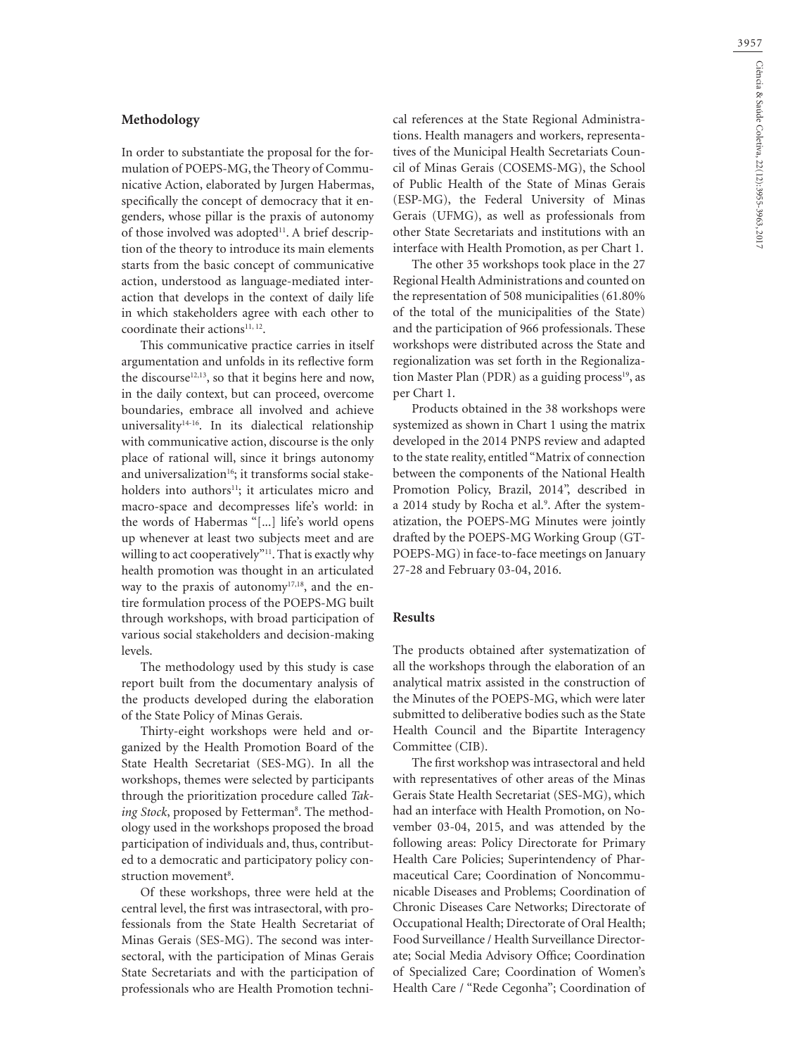## Methodology

In order to substantiate the proposal for the formulation of POEPS-MG, the Theory of Communicative Action, elaborated by Jurgen Habermas, specifically the concept of democracy that it engenders, whose pillar is the praxis of autonomy of those involved was adopted[11]. A brief description of the theory to introduce its main elements starts from the basic concept of communicative action, understood as language-mediated interaction that develops in the context of daily life in which stakeholders agree with each other to coordinate their actions[11, 12].

This communicative practice carries in itself argumentation and unfolds in its reflective form the discourse[12,13], so that it begins here and now, in the daily context, but can proceed, overcome boundaries, embrace all involved and achieve universality[14-16]. In its dialectical relationship with communicative action, discourse is the only place of rational will, since it brings autonomy and universalization[16]; it transforms social stakeholders into authors[11]; it articulates micro and macro-space and decompresses life's world: in the words of Habermas "[...] life's world opens up whenever at least two subjects meet and are willing to act cooperatively"[11]. That is exactly why health promotion was thought in an articulated way to the praxis of autonomy[17,18], and the entire formulation process of the POEPS-MG built through workshops, with broad participation of various social stakeholders and decision-making levels.

The methodology used by this study is case report built from the documentary analysis of the products developed during the elaboration of the State Policy of Minas Gerais.

Thirty-eight workshops were held and organized by the Health Promotion Board of the State Health Secretariat (SES-MG). In all the workshops, themes were selected by participants through the prioritization procedure called *Taking Stock*, proposed by Fetterman[8]. The methodology used in the workshops proposed the broad participation of individuals and, thus, contributed to a democratic and participatory policy construction movement[8].

Of these workshops, three were held at the central level, the first was intrasectoral, with professionals from the State Health Secretariat of Minas Gerais (SES-MG). The second was intersectoral, with the participation of Minas Gerais State Secretariats and with the participation of professionals who are Health Promotion technical references at the State Regional Administrations. Health managers and workers, representatives of the Municipal Health Secretariats Council of Minas Gerais (COSEMS-MG), the School of Public Health of the State of Minas Gerais (ESP-MG), the Federal University of Minas Gerais (UFMG), as well as professionals from other State Secretariats and institutions with an interface with Health Promotion, as per Chart 1.

The other 35 workshops took place in the 27 Regional Health Administrations and counted on the representation of 508 municipalities (61.80% of the total of the municipalities of the State) and the participation of 966 professionals. These workshops were distributed across the State and regionalization was set forth in the Regionalization Master Plan (PDR) as a guiding process[19], as per Chart 1.

Products obtained in the 38 workshops were systemized as shown in Chart 1 using the matrix developed in the 2014 PNPS review and adapted to the state reality, entitled "Matrix of connection between the components of the National Health Promotion Policy, Brazil, 2014", described in a 2014 study by Rocha et al.[9]. After the systematization, the POEPS-MG Minutes were jointly drafted by the POEPS-MG Working Group (GT-POEPS-MG) in face-to-face meetings on January 27-28 and February 03-04, 2016.

## Results

The products obtained after systematization of all the workshops through the elaboration of an analytical matrix assisted in the construction of the Minutes of the POEPS-MG, which were later submitted to deliberative bodies such as the State Health Council and the Bipartite Interagency Committee (CIB).

The first workshop was intrasectoral and held with representatives of other areas of the Minas Gerais State Health Secretariat (SES-MG), which had an interface with Health Promotion, on November 03-04, 2015, and was attended by the following areas: Policy Directorate for Primary Health Care Policies; Superintendency of Pharmaceutical Care; Coordination of Noncommunicable Diseases and Problems; Coordination of Chronic Diseases Care Networks; Directorate of Occupational Health; Directorate of Oral Health; Food Surveillance / Health Surveillance Directorate; Social Media Advisory Office; Coordination of Specialized Care; Coordination of Women's Health Care / "Rede Cegonha"; Coordination of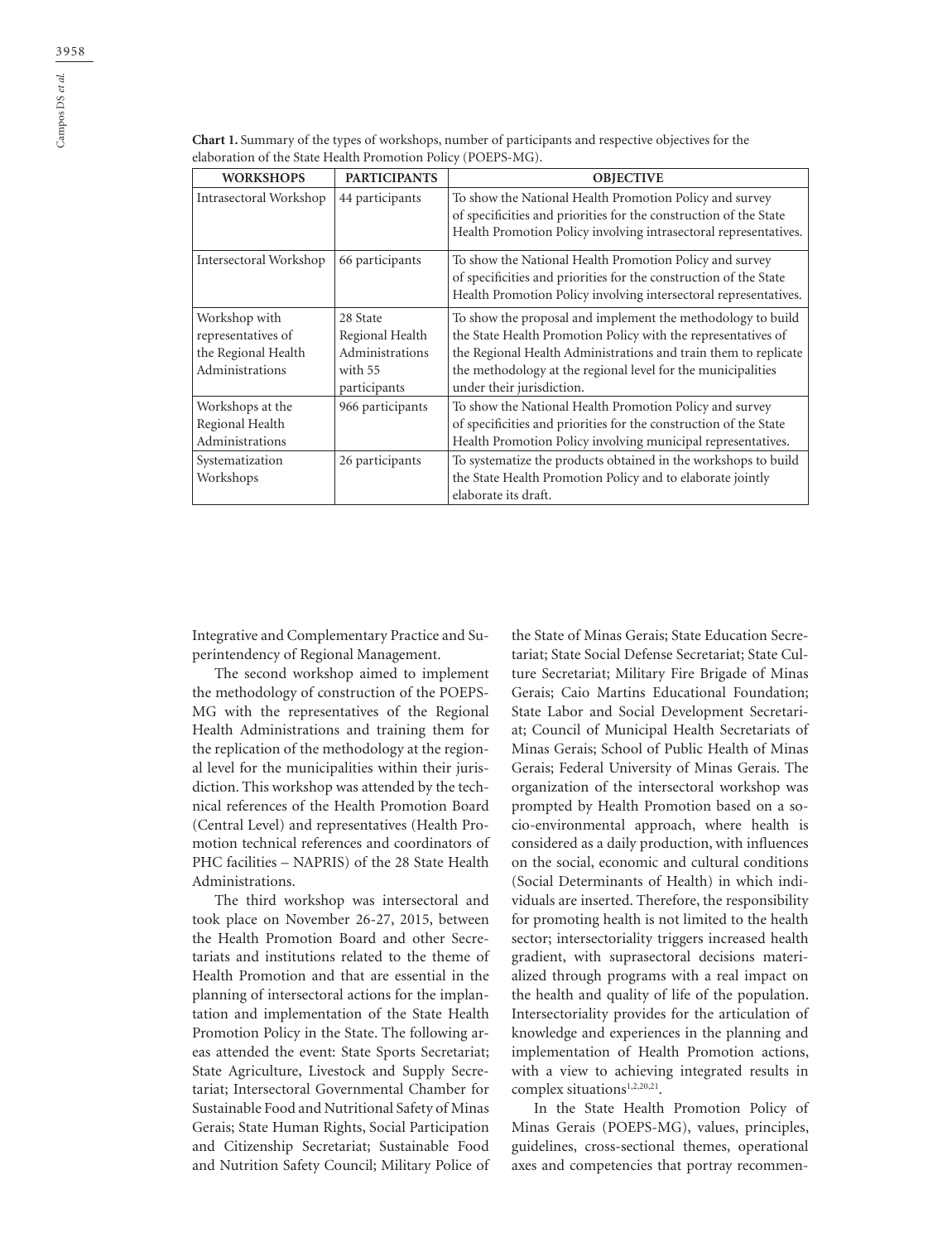**Chart 1.** Summary of the types of workshops, number of participants and respective objectives for the elaboration of the State Health Promotion Policy (POEPS-MG).

| WORKSHOPS | PARTICIPANTS | OBJECTIVE |
|---|---|---|
| Intrasectoral Workshop | 44 participants | To show the National Health Promotion Policy and survey of specificities and priorities for the construction of the State Health Promotion Policy involving intrasectoral representatives. |
| Intersectoral Workshop | 66 participants | To show the National Health Promotion Policy and survey of specificities and priorities for the construction of the State Health Promotion Policy involving intersectoral representatives. |
| Workshop with representatives of the Regional Health Administrations | 28 State Regional Health Administrations with 55 participants | To show the proposal and implement the methodology to build the State Health Promotion Policy with the representatives of the Regional Health Administrations and train them to replicate the methodology at the regional level for the municipalities under their jurisdiction. |
| Workshops at the Regional Health Administrations | 966 participants | To show the National Health Promotion Policy and survey of specificities and priorities for the construction of the State Health Promotion Policy involving municipal representatives. |
| Systematization Workshops | 26 participants | To systematize the products obtained in the workshops to build the State Health Promotion Policy and to elaborate jointly elaborate its draft. |

Integrative and Complementary Practice and Superintendency of Regional Management.

The second workshop aimed to implement the methodology of construction of the POEPS-MG with the representatives of the Regional Health Administrations and training them for the replication of the methodology at the regional level for the municipalities within their jurisdiction. This workshop was attended by the technical references of the Health Promotion Board (Central Level) and representatives (Health Promotion technical references and coordinators of PHC facilities – NAPRIS) of the 28 State Health Administrations.

The third workshop was intersectoral and took place on November 26-27, 2015, between the Health Promotion Board and other Secretariats and institutions related to the theme of Health Promotion and that are essential in the planning of intersectoral actions for the implantation and implementation of the State Health Promotion Policy in the State. The following areas attended the event: State Sports Secretariat; State Agriculture, Livestock and Supply Secretariat; Intersectoral Governmental Chamber for Sustainable Food and Nutritional Safety of Minas Gerais; State Human Rights, Social Participation and Citizenship Secretariat; Sustainable Food and Nutrition Safety Council; Military Police of the State of Minas Gerais; State Education Secretariat; State Social Defense Secretariat; State Culture Secretariat; Military Fire Brigade of Minas Gerais; Caio Martins Educational Foundation; State Labor and Social Development Secretariat; Council of Municipal Health Secretariats of Minas Gerais; School of Public Health of Minas Gerais; Federal University of Minas Gerais. The organization of the intersectoral workshop was prompted by Health Promotion based on a socio-environmental approach, where health is considered as a daily production, with influences on the social, economic and cultural conditions (Social Determinants of Health) in which individuals are inserted. Therefore, the responsibility for promoting health is not limited to the health sector; intersectoriality triggers increased health gradient, with suprasectoral decisions materialized through programs with a real impact on the health and quality of life of the population. Intersectoriality provides for the articulation of knowledge and experiences in the planning and implementation of Health Promotion actions, with a view to achieving integrated results in complex situations[1,2,20,21].

In the State Health Promotion Policy of Minas Gerais (POEPS-MG), values, principles, guidelines, cross-sectional themes, operational axes and competencies that portray recommen-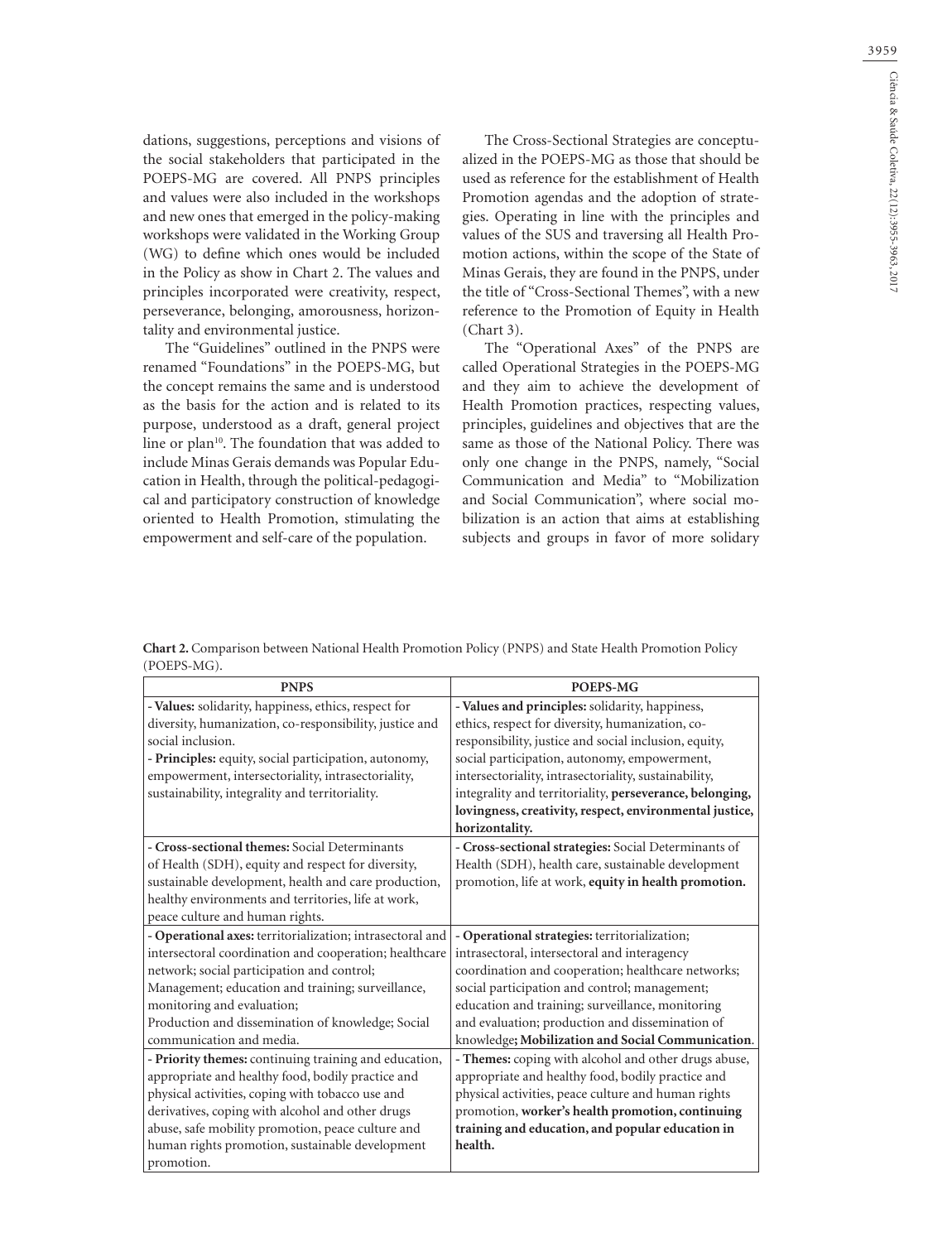dations, suggestions, perceptions and visions of the social stakeholders that participated in the POEPS-MG are covered. All PNPS principles and values were also included in the workshops and new ones that emerged in the policy-making workshops were validated in the Working Group (WG) to define which ones would be included in the Policy as show in Chart 2. The values and principles incorporated were creativity, respect, perseverance, belonging, amorousness, horizontality and environmental justice.

The "Guidelines" outlined in the PNPS were renamed "Foundations" in the POEPS-MG, but the concept remains the same and is understood as the basis for the action and is related to its purpose, understood as a draft, general project line or plan[10]. The foundation that was added to include Minas Gerais demands was Popular Education in Health, through the political-pedagogical and participatory construction of knowledge oriented to Health Promotion, stimulating the empowerment and self-care of the population.

The Cross-Sectional Strategies are conceptualized in the POEPS-MG as those that should be used as reference for the establishment of Health Promotion agendas and the adoption of strategies. Operating in line with the principles and values of the SUS and traversing all Health Promotion actions, within the scope of the State of Minas Gerais, they are found in the PNPS, under the title of "Cross-Sectional Themes", with a new reference to the Promotion of Equity in Health (Chart 3).

The "Operational Axes" of the PNPS are called Operational Strategies in the POEPS-MG and they aim to achieve the development of Health Promotion practices, respecting values, principles, guidelines and objectives that are the same as those of the National Policy. There was only one change in the PNPS, namely, "Social Communication and Media" to "Mobilization and Social Communication", where social mobilization is an action that aims at establishing subjects and groups in favor of more solidary

**Chart 2.** Comparison between National Health Promotion Policy (PNPS) and State Health Promotion Policy (POEPS-MG).

| PNPS | POEPS-MG |
|---|---|
| - **Values:** solidarity, happiness, ethics, respect for diversity, humanization, co-responsibility, justice and social inclusion.<br>- **Principles:** equity, social participation, autonomy, empowerment, intersectoriality, intrasectoriality, sustainability, integrality and territoriality. | - **Values and principles:** solidarity, happiness, ethics, respect for diversity, humanization, co-responsibility, justice and social inclusion, equity, social participation, autonomy, empowerment, intersectoriality, intrasectoriality, sustainability, integrality and territoriality, **perseverance, belonging, lovingness, creativity, respect, environmental justice, horizontality.** |
| - **Cross-sectional themes:** Social Determinants of Health (SDH), equity and respect for diversity, sustainable development, health and care production, healthy environments and territories, life at work, peace culture and human rights. | - **Cross-sectional strategies:** Social Determinants of Health (SDH), health care, sustainable development promotion, life at work, **equity in health promotion.** |
| - **Operational axes:** territorialization; intrasectoral and intersectoral coordination and cooperation; healthcare network; social participation and control; Management; education and training; surveillance, monitoring and evaluation;<br>Production and dissemination of knowledge; Social communication and media. | - **Operational strategies:** territorialization; intrasectoral, intersectoral and interagency coordination and cooperation; healthcare networks; social participation and control; management; education and training; surveillance, monitoring and evaluation; production and dissemination of knowledge**; Mobilization and Social Communication**. |
| - **Priority themes:** continuing training and education, appropriate and healthy food, bodily practice and physical activities, coping with tobacco use and derivatives, coping with alcohol and other drugs abuse, safe mobility promotion, peace culture and human rights promotion, sustainable development promotion. | - **Themes:** coping with alcohol and other drugs abuse, appropriate and healthy food, bodily practice and physical activities, peace culture and human rights promotion, **worker's health promotion, continuing training and education, and popular education in health.** |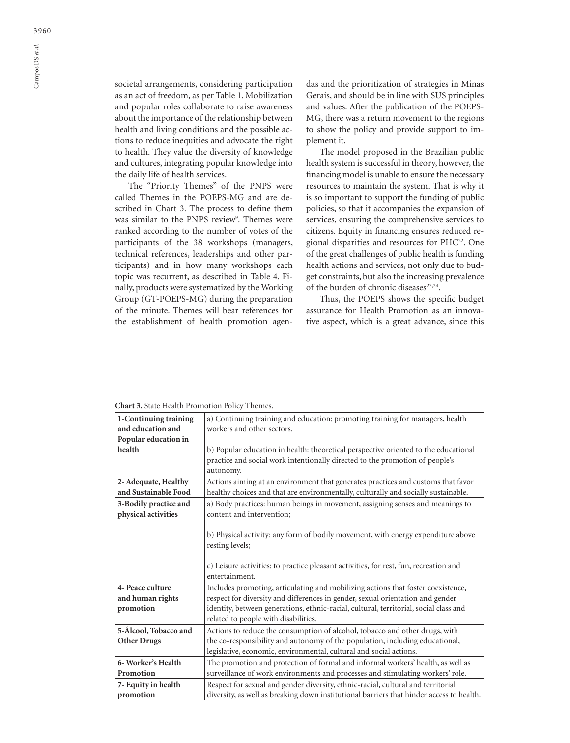societal arrangements, considering participation as an act of freedom, as per Table 1. Mobilization and popular roles collaborate to raise awareness about the importance of the relationship between health and living conditions and the possible actions to reduce inequities and advocate the right to health. They value the diversity of knowledge and cultures, integrating popular knowledge into the daily life of health services.

The "Priority Themes" of the PNPS were called Themes in the POEPS-MG and are described in Chart 3. The process to define them was similar to the PNPS review[9]. Themes were ranked according to the number of votes of the participants of the 38 workshops (managers, technical references, leaderships and other participants) and in how many workshops each topic was recurrent, as described in Table 4. Finally, products were systematized by the Working Group (GT-POEPS-MG) during the preparation of the minute. Themes will bear references for the establishment of health promotion agendas and the prioritization of strategies in Minas Gerais, and should be in line with SUS principles and values. After the publication of the POEPS-MG, there was a return movement to the regions to show the policy and provide support to implement it.

The model proposed in the Brazilian public health system is successful in theory, however, the financing model is unable to ensure the necessary resources to maintain the system. That is why it is so important to support the funding of public policies, so that it accompanies the expansion of services, ensuring the comprehensive services to citizens. Equity in financing ensures reduced regional disparities and resources for PHC[22]. One of the great challenges of public health is funding health actions and services, not only due to budget constraints, but also the increasing prevalence of the burden of chronic diseases[23,24].

Thus, the POEPS shows the specific budget assurance for Health Promotion as an innovative aspect, which is a great advance, since this

**Chart 3.** State Health Promotion Policy Themes.

| | |
|---|---|
| **1-Continuing training and education and Popular education in health** | a) Continuing training and education: promoting training for managers, health workers and other sectors.<br><br>b) Popular education in health: theoretical perspective oriented to the educational practice and social work intentionally directed to the promotion of people's autonomy. |
| **2- Adequate, Healthy and Sustainable Food** | Actions aiming at an environment that generates practices and customs that favor healthy choices and that are environmentally, culturally and socially sustainable. |
| **3-Bodily practice and physical activities** | a) Body practices: human beings in movement, assigning senses and meanings to content and intervention;<br><br>b) Physical activity: any form of bodily movement, with energy expenditure above resting levels;<br><br>c) Leisure activities: to practice pleasant activities, for rest, fun, recreation and entertainment. |
| **4- Peace culture and human rights promotion** | Includes promoting, articulating and mobilizing actions that foster coexistence, respect for diversity and differences in gender, sexual orientation and gender identity, between generations, ethnic-racial, cultural, territorial, social class and related to people with disabilities. |
| **5-Álcool, Tobacco and Other Drugs** | Actions to reduce the consumption of alcohol, tobacco and other drugs, with the co-responsibility and autonomy of the population, including educational, legislative, economic, environmental, cultural and social actions. |
| **6- Worker's Health Promotion** | The promotion and protection of formal and informal workers' health, as well as surveillance of work environments and processes and stimulating workers' role. |
| **7- Equity in health promotion** | Respect for sexual and gender diversity, ethnic-racial, cultural and territorial diversity, as well as breaking down institutional barriers that hinder access to health. |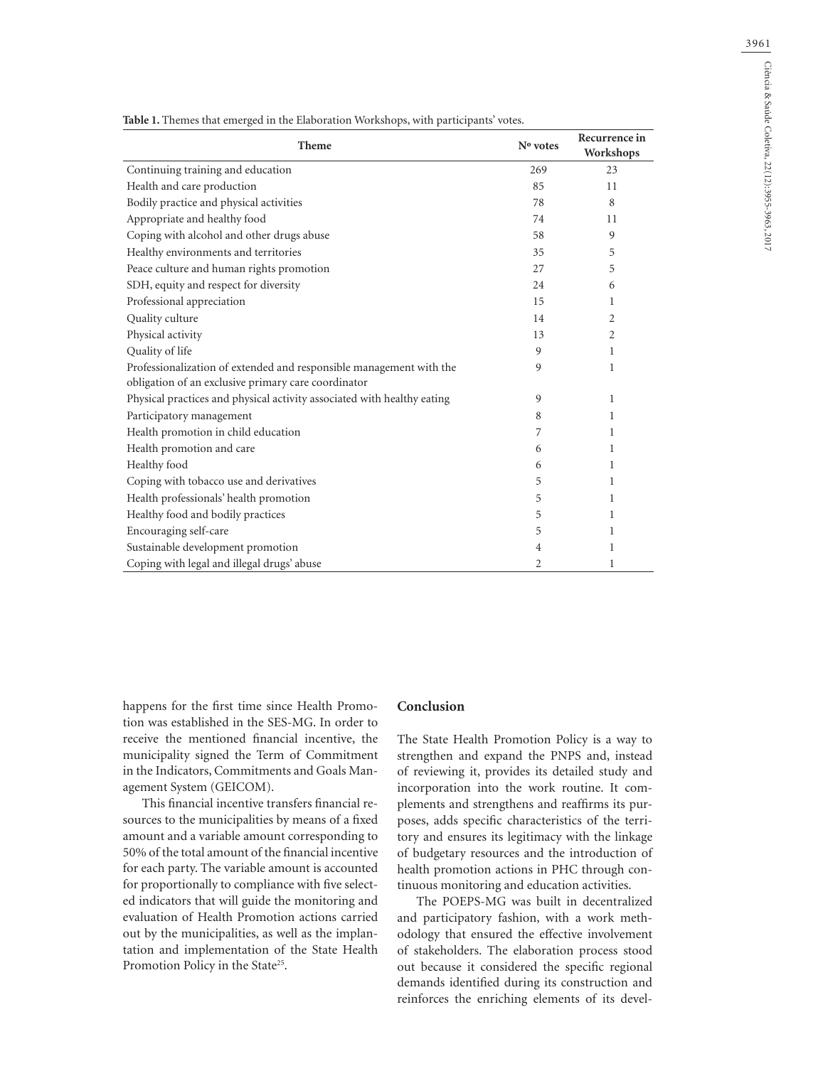**Table 1.** Themes that emerged in the Elaboration Workshops, with participants' votes.

| Theme | Nº votes | Recurrence in Workshops |
|---|---|---|
| Continuing training and education | 269 | 23 |
| Health and care production | 85 | 11 |
| Bodily practice and physical activities | 78 | 8 |
| Appropriate and healthy food | 74 | 11 |
| Coping with alcohol and other drugs abuse | 58 | 9 |
| Healthy environments and territories | 35 | 5 |
| Peace culture and human rights promotion | 27 | 5 |
| SDH, equity and respect for diversity | 24 | 6 |
| Professional appreciation | 15 | 1 |
| Quality culture | 14 | 2 |
| Physical activity | 13 | 2 |
| Quality of life | 9 | 1 |
| Professionalization of extended and responsible management with the obligation of an exclusive primary care coordinator | 9 | 1 |
| Physical practices and physical activity associated with healthy eating | 9 | 1 |
| Participatory management | 8 | 1 |
| Health promotion in child education | 7 | 1 |
| Health promotion and care | 6 | 1 |
| Healthy food | 6 | 1 |
| Coping with tobacco use and derivatives | 5 | 1 |
| Health professionals' health promotion | 5 | 1 |
| Healthy food and bodily practices | 5 | 1 |
| Encouraging self-care | 5 | 1 |
| Sustainable development promotion | 4 | 1 |
| Coping with legal and illegal drugs' abuse | 2 | 1 |

happens for the first time since Health Promotion was established in the SES-MG. In order to receive the mentioned financial incentive, the municipality signed the Term of Commitment in the Indicators, Commitments and Goals Management System (GEICOM).

This financial incentive transfers financial resources to the municipalities by means of a fixed amount and a variable amount corresponding to 50% of the total amount of the financial incentive for each party. The variable amount is accounted for proportionally to compliance with five selected indicators that will guide the monitoring and evaluation of Health Promotion actions carried out by the municipalities, as well as the implantation and implementation of the State Health Promotion Policy in the State[25].

## Conclusion

The State Health Promotion Policy is a way to strengthen and expand the PNPS and, instead of reviewing it, provides its detailed study and incorporation into the work routine. It complements and strengthens and reaffirms its purposes, adds specific characteristics of the territory and ensures its legitimacy with the linkage of budgetary resources and the introduction of health promotion actions in PHC through continuous monitoring and education activities.

The POEPS-MG was built in decentralized and participatory fashion, with a work methodology that ensured the effective involvement of stakeholders. The elaboration process stood out because it considered the specific regional demands identified during its construction and reinforces the enriching elements of its devel-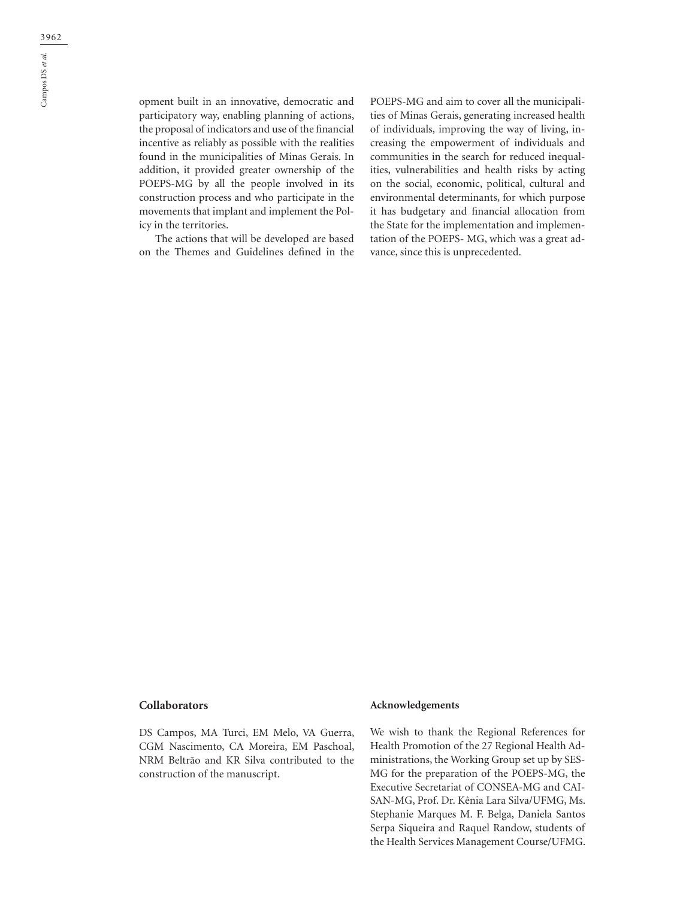opment built in an innovative, democratic and participatory way, enabling planning of actions, the proposal of indicators and use of the financial incentive as reliably as possible with the realities found in the municipalities of Minas Gerais. In addition, it provided greater ownership of the POEPS-MG by all the people involved in its construction process and who participate in the movements that implant and implement the Policy in the territories.

The actions that will be developed are based on the Themes and Guidelines defined in the POEPS-MG and aim to cover all the municipalities of Minas Gerais, generating increased health of individuals, improving the way of living, increasing the empowerment of individuals and communities in the search for reduced inequalities, vulnerabilities and health risks by acting on the social, economic, political, cultural and environmental determinants, for which purpose it has budgetary and financial allocation from the State for the implementation and implementation of the POEPS- MG, which was a great advance, since this is unprecedented.

## Collaborators

DS Campos, MA Turci, EM Melo, VA Guerra, CGM Nascimento, CA Moreira, EM Paschoal, NRM Beltrão and KR Silva contributed to the construction of the manuscript.

## Acknowledgements

We wish to thank the Regional References for Health Promotion of the 27 Regional Health Administrations, the Working Group set up by SES-MG for the preparation of the POEPS-MG, the Executive Secretariat of CONSEA-MG and CAISAN-MG, Prof. Dr. Kênia Lara Silva/UFMG, Ms. Stephanie Marques M. F. Belga, Daniela Santos Serpa Siqueira and Raquel Randow, students of the Health Services Management Course/UFMG.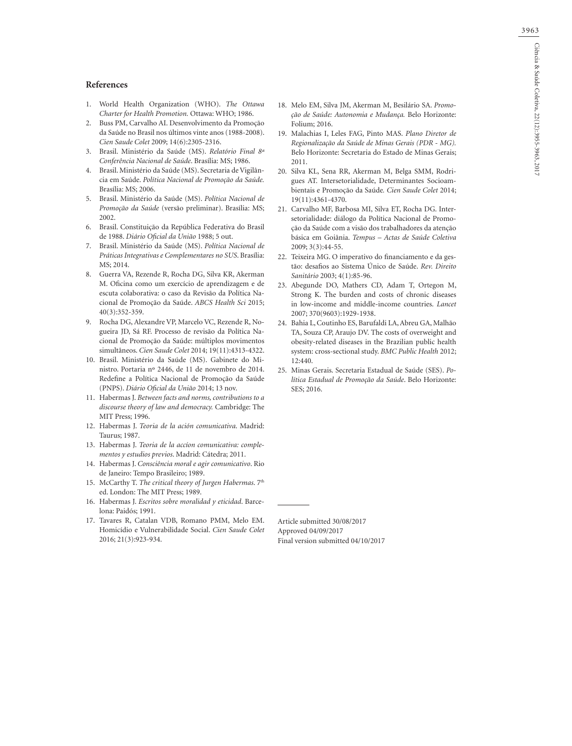## References

1. World Health Organization (WHO). *The Ottawa Charter for Health Promotion.* Ottawa: WHO; 1986.
2. Buss PM, Carvalho AI. Desenvolvimento da Promoção da Saúde no Brasil nos últimos vinte anos (1988-2008). *Cien Saude Colet* 2009; 14(6):2305-2316.
3. Brasil. Ministério da Saúde (MS). *Relatório Final 8ª Conferência Nacional de Saúde*. Brasília: MS; 1986.
4. Brasil. Ministério da Saúde (MS). Secretaria de Vigilância em Saúde. *Política Nacional de Promoção da Saúde.* Brasília: MS; 2006.
5. Brasil. Ministério da Saúde (MS). *Política Nacional de Promoção da Saúde* (versão preliminar). Brasília: MS; 2002.
6. Brasil. Constituição da República Federativa do Brasil de 1988. *Diário Oficial da União* 1988; 5 out.
7. Brasil. Ministério da Saúde (MS). *Política Nacional de Práticas Integrativas e Complementares no SUS*. Brasília: MS; 2014.
8. Guerra VA, Rezende R, Rocha DG, Silva KR, Akerman M. Oficina como um exercício de aprendizagem e de escuta colaborativa: o caso da Revisão da Política Nacional de Promoção da Saúde. *ABCS Health Sci* 2015; 40(3):352-359.
9. Rocha DG, Alexandre VP, Marcelo VC, Rezende R, Nogueira JD, Sá RF. Processo de revisão da Política Nacional de Promoção da Saúde: múltiplos movimentos simultâneos. *Cien Saude Colet* 2014; 19(11):4313-4322.
10. Brasil. Ministério da Saúde (MS). Gabinete do Ministro. Portaria nº 2446, de 11 de novembro de 2014. Redefine a Política Nacional de Promoção da Saúde (PNPS). *Diário Oficial da União* 2014; 13 nov.
11. Habermas J. *Between facts and norms, contributions to a discourse theory of law and democracy.* Cambridge: The MIT Press; 1996.
12. Habermas J. *Teoria de la ación comunicativa*. Madrid: Taurus; 1987.
13. Habermas J. *Teoria de la accíon comunicativa: complementos y estudios previos*. Madrid: Cátedra; 2011.
14. Habermas J. *Consciência moral e agir comunicativo*. Rio de Janeiro: Tempo Brasileiro; 1989.
15. McCarthy T. *The critical theory of Jurgen Habermas*. 7th ed. London: The MIT Press; 1989.
16. Habermas J. *Escritos sobre moralidad y eticidad*. Barcelona: Paidós; 1991.
17. Tavares R, Catalan VDB, Romano PMM, Melo EM. Homicídio e Vulnerabilidade Social. *Cien Saude Colet* 2016; 21(3):923-934.
18. Melo EM, Silva JM, Akerman M, Besilário SA. *Promoção de Saúde: Autonomia e Mudança.* Belo Horizonte: Folium; 2016.
19. Malachias I, Leles FAG, Pinto MAS. *Plano Diretor de Regionalização da Saúde de Minas Gerais (PDR - MG).* Belo Horizonte: Secretaria do Estado de Minas Gerais; 2011.
20. Silva KL, Sena RR, Akerman M, Belga SMM, Rodrigues AT. Intersetorialidade, Determinantes Socioambientais e Promoção da Saúde. *Cien Saude Colet* 2014; 19(11):4361-4370.
21. Carvalho MF, Barbosa MI, Silva ET, Rocha DG. Intersetorialidade: diálogo da Política Nacional de Promoção da Saúde com a visão dos trabalhadores da atenção básica em Goiânia. *Tempus – Actas de Saúde Coletiva* 2009; 3(3):44-55.
22. Teixeira MG. O imperativo do financiamento e da gestão: desafios ao Sistema Único de Saúde. *Rev. Direito Sanitário* 2003; 4(1):85-96.
23. Abegunde DO, Mathers CD, Adam T, Ortegon M, Strong K. The burden and costs of chronic diseases in low-income and middle-income countries. *Lancet* 2007; 370(9603):1929-1938.
24. Bahia L, Coutinho ES, Barufaldi LA, Abreu GA, Malhão TA, Souza CP, Araujo DV. The costs of overweight and obesity-related diseases in the Brazilian public health system: cross-sectional study. *BMC Public Health* 2012; 12:440.
25. Minas Gerais. Secretaria Estadual de Saúde (SES). *Política Estadual de Promoção da Saúde*. Belo Horizonte: SES; 2016.

Article submitted 30/08/2017
Approved 04/09/2017
Final version submitted 04/10/2017